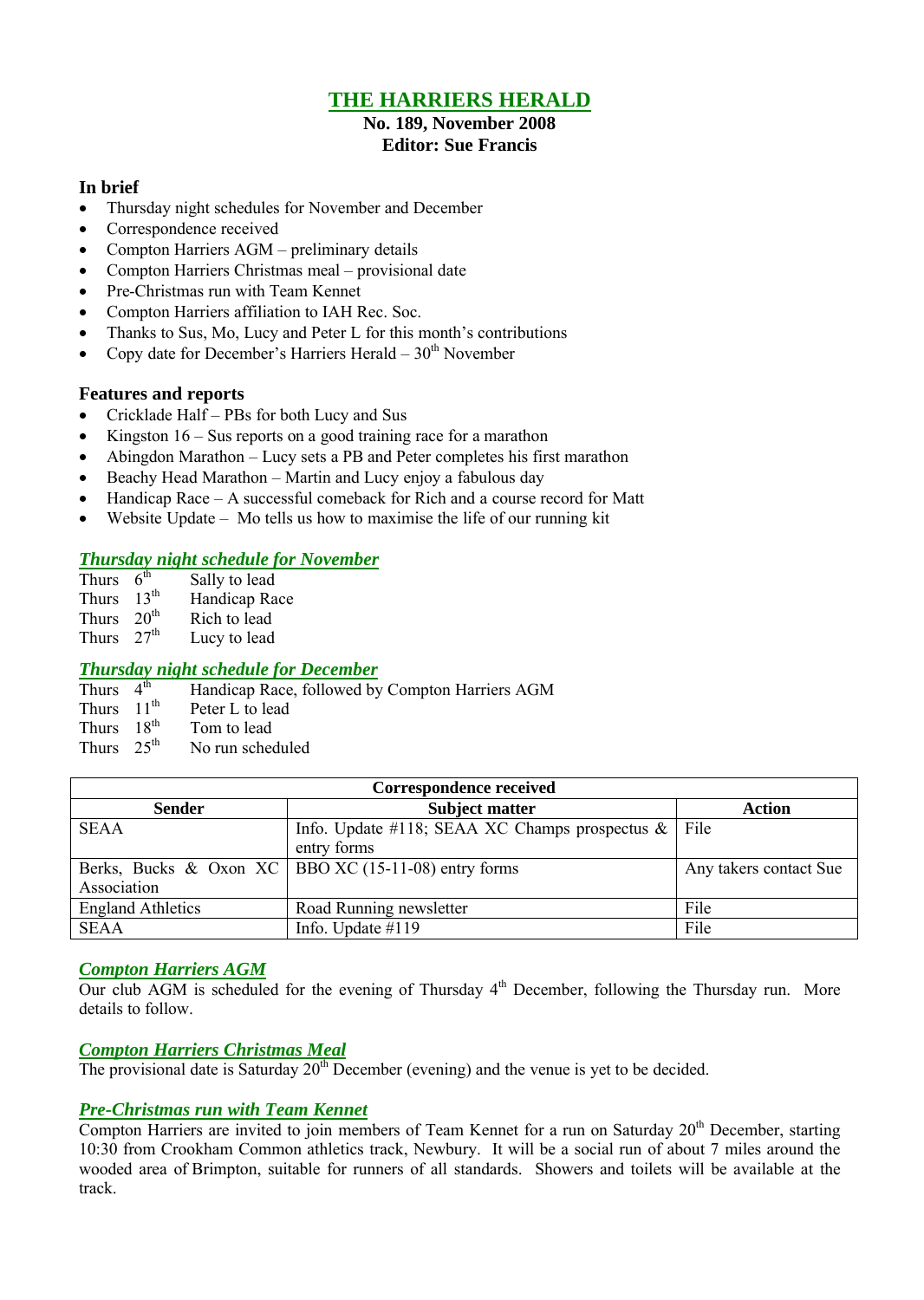# THE HARRIERS HERALD

**No. 189, November 2008**
**Editor: Sue Francis**

### In brief

- Thursday night schedules for November and December
- Correspondence received
- Compton Harriers AGM – preliminary details
- Compton Harriers Christmas meal – provisional date
- Pre-Christmas run with Team Kennet
- Compton Harriers affiliation to IAH Rec. Soc.
- Thanks to Sus, Mo, Lucy and Peter L for this month's contributions
- Copy date for December's Harriers Herald – 30th November

### Features and reports

- Cricklade Half – PBs for both Lucy and Sus
- Kingston 16 – Sus reports on a good training race for a marathon
- Abingdon Marathon – Lucy sets a PB and Peter completes his first marathon
- Beachy Head Marathon – Martin and Lucy enjoy a fabulous day
- Handicap Race – A successful comeback for Rich and a course record for Matt
- Website Update – Mo tells us how to maximise the life of our running kit

## *Thursday night schedule for November*

Thurs 6th Sally to lead
Thurs 13th Handicap Race
Thurs 20th Rich to lead
Thurs 27th Lucy to lead

## *Thursday night schedule for December*

Thurs 4th Handicap Race, followed by Compton Harriers AGM
Thurs 11th Peter L to lead
Thurs 18th Tom to lead
Thurs 25th No run scheduled

| Correspondence received | | |
|---|---|---|
| **Sender** | **Subject matter** | **Action** |
| SEAA | Info. Update #118; SEAA XC Champs prospectus & entry forms | File |
| Berks, Bucks & Oxon XC Association | BBO XC (15-11-08) entry forms | Any takers contact Sue |
| England Athletics | Road Running newsletter | File |
| SEAA | Info. Update #119 | File |

## *Compton Harriers AGM*

Our club AGM is scheduled for the evening of Thursday 4th December, following the Thursday run. More details to follow.

## *Compton Harriers Christmas Meal*

The provisional date is Saturday 20th December (evening) and the venue is yet to be decided.

## *Pre-Christmas run with Team Kennet*

Compton Harriers are invited to join members of Team Kennet for a run on Saturday 20th December, starting 10:30 from Crookham Common athletics track, Newbury. It will be a social run of about 7 miles around the wooded area of Brimpton, suitable for runners of all standards. Showers and toilets will be available at the track.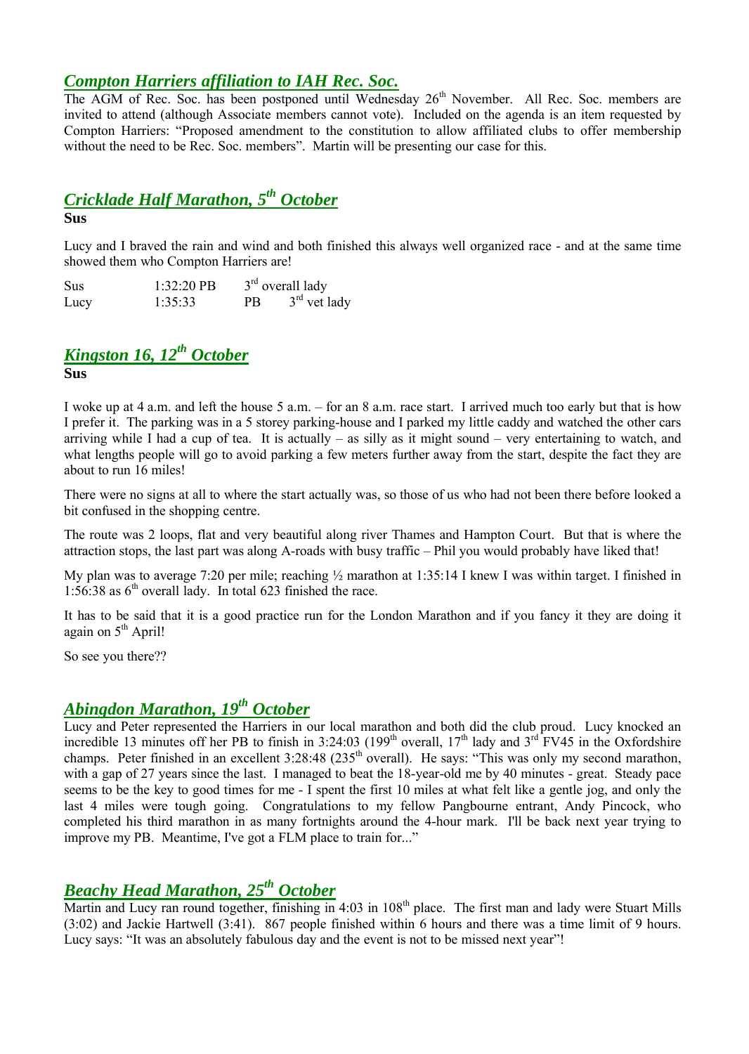## *Compton Harriers affiliation to IAH Rec. Soc.*

The AGM of Rec. Soc. has been postponed until Wednesday 26th November. All Rec. Soc. members are invited to attend (although Associate members cannot vote). Included on the agenda is an item requested by Compton Harriers: "Proposed amendment to the constitution to allow affiliated clubs to offer membership without the need to be Rec. Soc. members". Martin will be presenting our case for this.

## *Cricklade Half Marathon, 5th October*

**Sus**

Lucy and I braved the rain and wind and both finished this always well organized race - and at the same time showed them who Compton Harriers are!

| | | |
|---|---|---|
| Sus | 1:32:20 PB | 3rd overall lady |
| Lucy | 1:35:33 | PB 3rd vet lady |

## *Kingston 16, 12th October*

**Sus**

I woke up at 4 a.m. and left the house 5 a.m. – for an 8 a.m. race start. I arrived much too early but that is how I prefer it. The parking was in a 5 storey parking-house and I parked my little caddy and watched the other cars arriving while I had a cup of tea. It is actually – as silly as it might sound – very entertaining to watch, and what lengths people will go to avoid parking a few meters further away from the start, despite the fact they are about to run 16 miles!

There were no signs at all to where the start actually was, so those of us who had not been there before looked a bit confused in the shopping centre.

The route was 2 loops, flat and very beautiful along river Thames and Hampton Court. But that is where the attraction stops, the last part was along A-roads with busy traffic – Phil you would probably have liked that!

My plan was to average 7:20 per mile; reaching ½ marathon at 1:35:14 I knew I was within target. I finished in 1:56:38 as 6th overall lady. In total 623 finished the race.

It has to be said that it is a good practice run for the London Marathon and if you fancy it they are doing it again on 5th April!

So see you there??

## *Abingdon Marathon, 19th October*

Lucy and Peter represented the Harriers in our local marathon and both did the club proud. Lucy knocked an incredible 13 minutes off her PB to finish in 3:24:03 (199th overall, 17th lady and 3rd FV45 in the Oxfordshire champs. Peter finished in an excellent 3:28:48 (235th overall). He says: "This was only my second marathon, with a gap of 27 years since the last. I managed to beat the 18-year-old me by 40 minutes - great. Steady pace seems to be the key to good times for me - I spent the first 10 miles at what felt like a gentle jog, and only the last 4 miles were tough going. Congratulations to my fellow Pangbourne entrant, Andy Pincock, who completed his third marathon in as many fortnights around the 4-hour mark. I'll be back next year trying to improve my PB. Meantime, I've got a FLM place to train for..."

## *Beachy Head Marathon, 25th October*

Martin and Lucy ran round together, finishing in 4:03 in 108th place. The first man and lady were Stuart Mills (3:02) and Jackie Hartwell (3:41). 867 people finished within 6 hours and there was a time limit of 9 hours. Lucy says: "It was an absolutely fabulous day and the event is not to be missed next year"!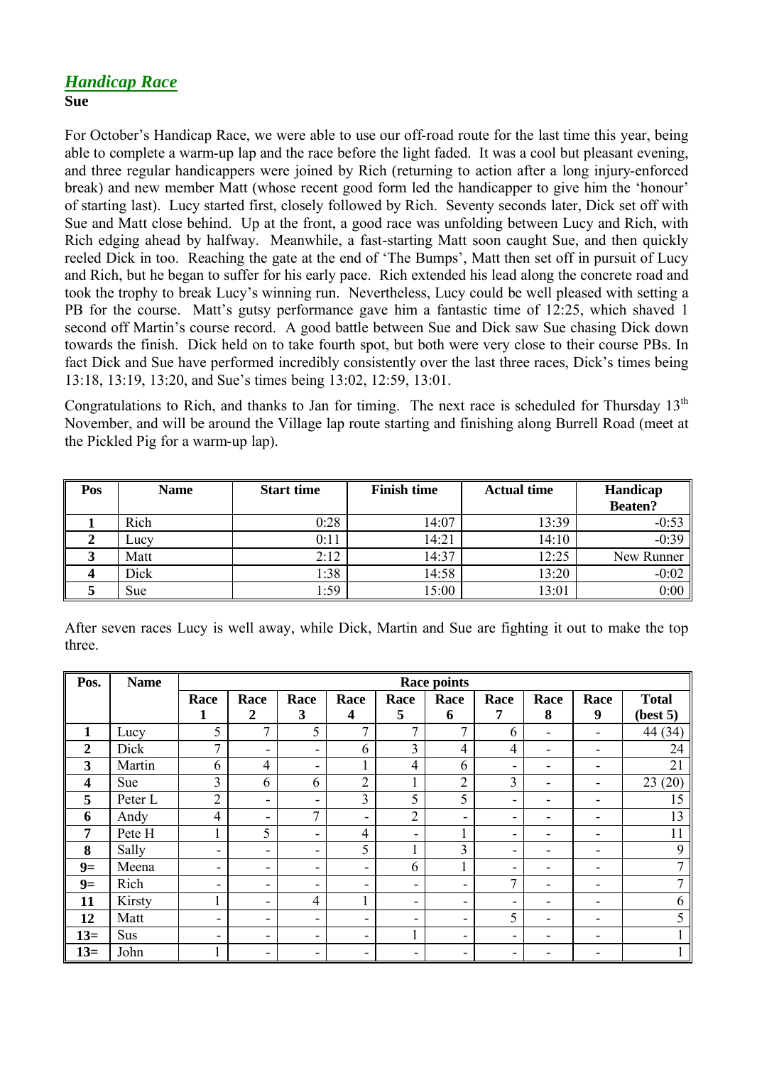## *Handicap Race*

**Sue**

For October's Handicap Race, we were able to use our off-road route for the last time this year, being able to complete a warm-up lap and the race before the light faded. It was a cool but pleasant evening, and three regular handicappers were joined by Rich (returning to action after a long injury-enforced break) and new member Matt (whose recent good form led the handicapper to give him the 'honour' of starting last). Lucy started first, closely followed by Rich. Seventy seconds later, Dick set off with Sue and Matt close behind. Up at the front, a good race was unfolding between Lucy and Rich, with Rich edging ahead by halfway. Meanwhile, a fast-starting Matt soon caught Sue, and then quickly reeled Dick in too. Reaching the gate at the end of 'The Bumps', Matt then set off in pursuit of Lucy and Rich, but he began to suffer for his early pace. Rich extended his lead along the concrete road and took the trophy to break Lucy's winning run. Nevertheless, Lucy could be well pleased with setting a PB for the course. Matt's gutsy performance gave him a fantastic time of 12:25, which shaved 1 second off Martin's course record. A good battle between Sue and Dick saw Sue chasing Dick down towards the finish. Dick held on to take fourth spot, but both were very close to their course PBs. In fact Dick and Sue have performed incredibly consistently over the last three races, Dick's times being 13:18, 13:19, 13:20, and Sue's times being 13:02, 12:59, 13:01.

Congratulations to Rich, and thanks to Jan for timing. The next race is scheduled for Thursday 13th November, and will be around the Village lap route starting and finishing along Burrell Road (meet at the Pickled Pig for a warm-up lap).

| Pos | Name | Start time | Finish time | Actual time | Handicap Beaten? |
|---|---|---|---|---|---|
| 1 | Rich | 0:28 | 14:07 | 13:39 | -0:53 |
| 2 | Lucy | 0:11 | 14:21 | 14:10 | -0:39 |
| 3 | Matt | 2:12 | 14:37 | 12:25 | New Runner |
| 4 | Dick | 1:38 | 14:58 | 13:20 | -0:02 |
| 5 | Sue | 1:59 | 15:00 | 13:01 | 0:00 |

After seven races Lucy is well away, while Dick, Martin and Sue are fighting it out to make the top three.

| Pos. | Name | Race points | | | | | | | | | |
|---|---|---|---|---|---|---|---|---|---|---|---|
| | | Race 1 | Race 2 | Race 3 | Race 4 | Race 5 | Race 6 | Race 7 | Race 8 | Race 9 | Total (best 5) |
| 1 | Lucy | 5 | 7 | 5 | 7 | 7 | 7 | 6 | - | - | 44 (34) |
| 2 | Dick | 7 | - | - | 6 | 3 | 4 | 4 | - | - | 24 |
| 3 | Martin | 6 | 4 | - | 1 | 4 | 6 | - | - | - | 21 |
| 4 | Sue | 3 | 6 | 6 | 2 | 1 | 2 | 3 | - | - | 23 (20) |
| 5 | Peter L | 2 | - | - | 3 | 5 | 5 | - | - | - | 15 |
| 6 | Andy | 4 | - | 7 | - | 2 | - | - | - | - | 13 |
| 7 | Pete H | 1 | 5 | - | 4 | - | 1 | - | - | - | 11 |
| 8 | Sally | - | - | - | 5 | 1 | 3 | - | - | - | 9 |
| 9= | Meena | - | - | - | - | 6 | 1 | - | - | - | 7 |
| 9= | Rich | - | - | - | - | - | - | 7 | - | - | 7 |
| 11 | Kirsty | 1 | - | 4 | 1 | - | - | - | - | - | 6 |
| 12 | Matt | - | - | - | - | - | - | 5 | - | - | 5 |
| 13= | Sus | - | - | - | - | 1 | - | - | - | - | 1 |
| 13= | John | 1 | - | - | - | - | - | - | - | - | 1 |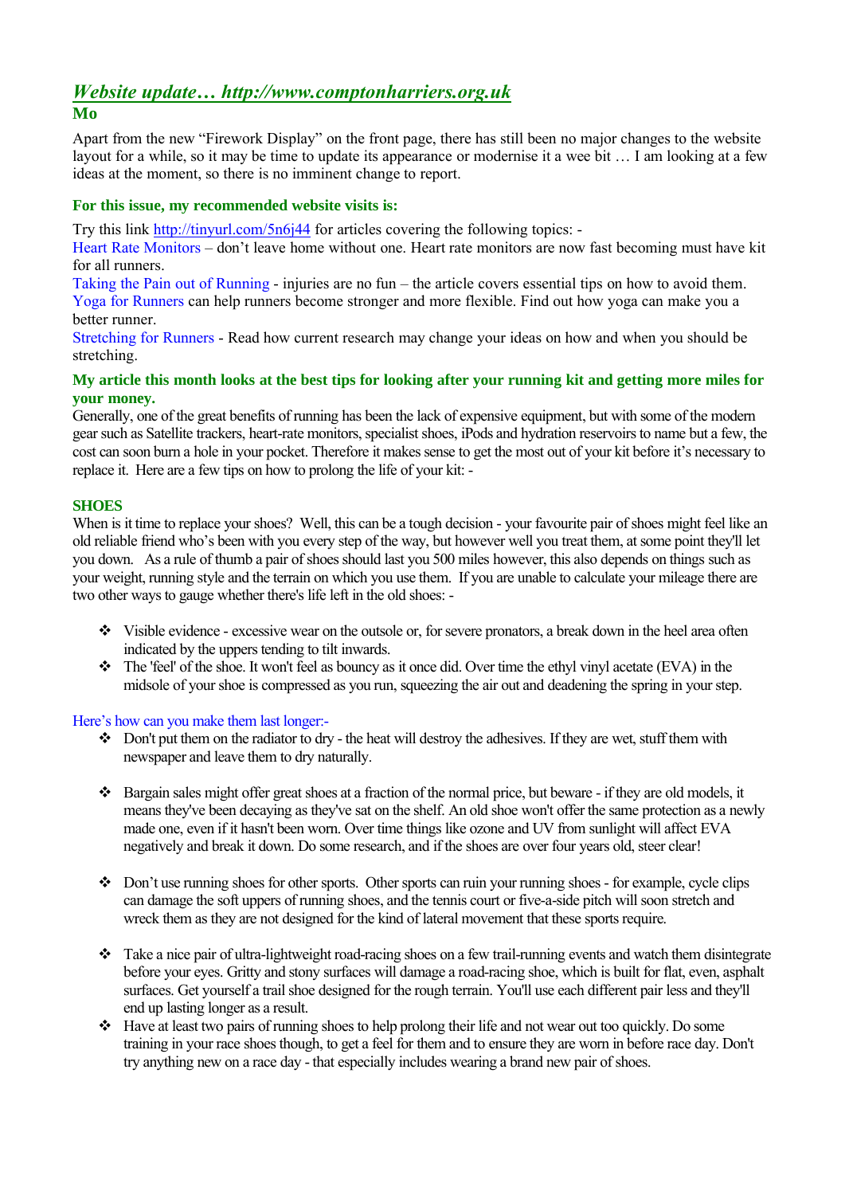## *Website update… http://www.comptonharriers.org.uk*

**Mo**

Apart from the new "Firework Display" on the front page, there has still been no major changes to the website layout for a while, so it may be time to update its appearance or modernise it a wee bit … I am looking at a few ideas at the moment, so there is no imminent change to report.

**For this issue, my recommended website visits is:**

Try this link http://tinyurl.com/5n6j44 for articles covering the following topics: -
Heart Rate Monitors – don't leave home without one. Heart rate monitors are now fast becoming must have kit for all runners.
Taking the Pain out of Running - injuries are no fun – the article covers essential tips on how to avoid them.
Yoga for Runners can help runners become stronger and more flexible. Find out how yoga can make you a better runner.
Stretching for Runners - Read how current research may change your ideas on how and when you should be stretching.

**My article this month looks at the best tips for looking after your running kit and getting more miles for your money.**

Generally, one of the great benefits of running has been the lack of expensive equipment, but with some of the modern gear such as Satellite trackers, heart-rate monitors, specialist shoes, iPods and hydration reservoirs to name but a few, the cost can soon burn a hole in your pocket. Therefore it makes sense to get the most out of your kit before it's necessary to replace it. Here are a few tips on how to prolong the life of your kit: -

**SHOES**

When is it time to replace your shoes? Well, this can be a tough decision - your favourite pair of shoes might feel like an old reliable friend who's been with you every step of the way, but however well you treat them, at some point they'll let you down. As a rule of thumb a pair of shoes should last you 500 miles however, this also depends on things such as your weight, running style and the terrain on which you use them. If you are unable to calculate your mileage there are two other ways to gauge whether there's life left in the old shoes: -

- Visible evidence - excessive wear on the outsole or, for severe pronators, a break down in the heel area often indicated by the uppers tending to tilt inwards.
- The 'feel' of the shoe. It won't feel as bouncy as it once did. Over time the ethyl vinyl acetate (EVA) in the midsole of your shoe is compressed as you run, squeezing the air out and deadening the spring in your step.

Here's how can you make them last longer:-

- Don't put them on the radiator to dry - the heat will destroy the adhesives. If they are wet, stuff them with newspaper and leave them to dry naturally.

- Bargain sales might offer great shoes at a fraction of the normal price, but beware - if they are old models, it means they've been decaying as they've sat on the shelf. An old shoe won't offer the same protection as a newly made one, even if it hasn't been worn. Over time things like ozone and UV from sunlight will affect EVA negatively and break it down. Do some research, and if the shoes are over four years old, steer clear!

- Don't use running shoes for other sports. Other sports can ruin your running shoes - for example, cycle clips can damage the soft uppers of running shoes, and the tennis court or five-a-side pitch will soon stretch and wreck them as they are not designed for the kind of lateral movement that these sports require.

- Take a nice pair of ultra-lightweight road-racing shoes on a few trail-running events and watch them disintegrate before your eyes. Gritty and stony surfaces will damage a road-racing shoe, which is built for flat, even, asphalt surfaces. Get yourself a trail shoe designed for the rough terrain. You'll use each different pair less and they'll end up lasting longer as a result.
- Have at least two pairs of running shoes to help prolong their life and not wear out too quickly. Do some training in your race shoes though, to get a feel for them and to ensure they are worn in before race day. Don't try anything new on a race day - that especially includes wearing a brand new pair of shoes.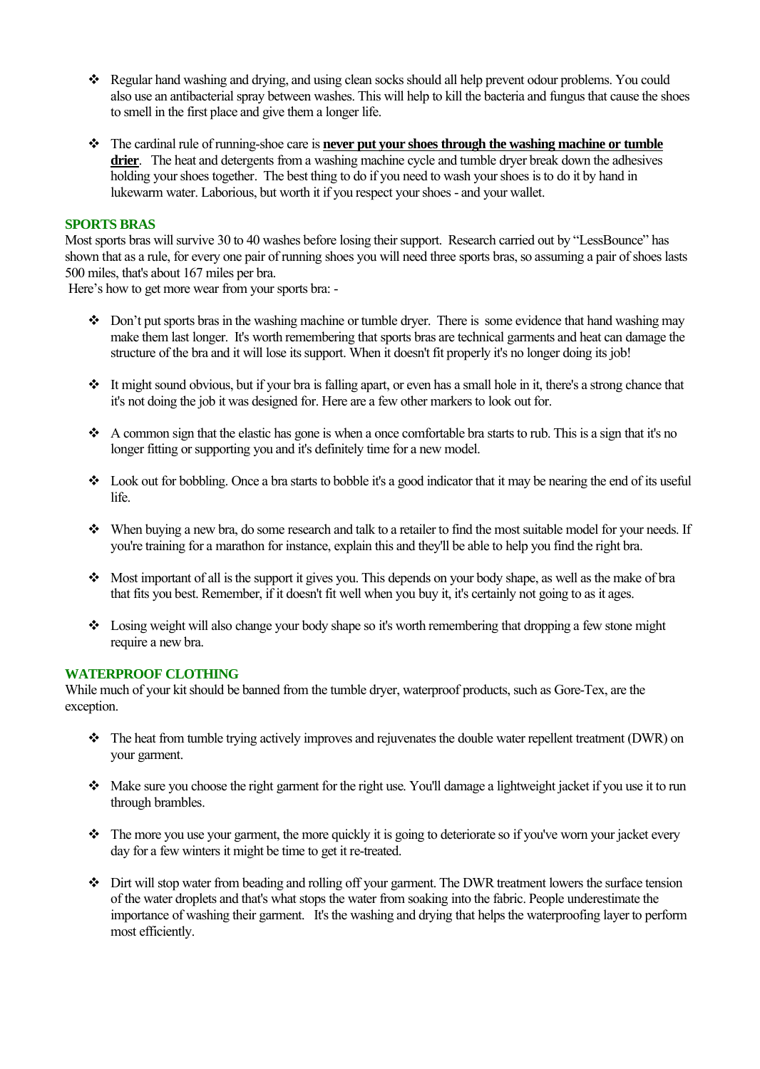- Regular hand washing and drying, and using clean socks should all help prevent odour problems. You could also use an antibacterial spray between washes. This will help to kill the bacteria and fungus that cause the shoes to smell in the first place and give them a longer life.

- The cardinal rule of running-shoe care is **never put your shoes through the washing machine or tumble drier**. The heat and detergents from a washing machine cycle and tumble dryer break down the adhesives holding your shoes together. The best thing to do if you need to wash your shoes is to do it by hand in lukewarm water. Laborious, but worth it if you respect your shoes - and your wallet.

### SPORTS BRAS

Most sports bras will survive 30 to 40 washes before losing their support. Research carried out by "LessBounce" has shown that as a rule, for every one pair of running shoes you will need three sports bras, so assuming a pair of shoes lasts 500 miles, that's about 167 miles per bra.

Here's how to get more wear from your sports bra: -

- Don't put sports bras in the washing machine or tumble dryer. There is some evidence that hand washing may make them last longer. It's worth remembering that sports bras are technical garments and heat can damage the structure of the bra and it will lose its support. When it doesn't fit properly it's no longer doing its job!

- It might sound obvious, but if your bra is falling apart, or even has a small hole in it, there's a strong chance that it's not doing the job it was designed for. Here are a few other markers to look out for.

- A common sign that the elastic has gone is when a once comfortable bra starts to rub. This is a sign that it's no longer fitting or supporting you and it's definitely time for a new model.

- Look out for bobbling. Once a bra starts to bobble it's a good indicator that it may be nearing the end of its useful life.

- When buying a new bra, do some research and talk to a retailer to find the most suitable model for your needs. If you're training for a marathon for instance, explain this and they'll be able to help you find the right bra.

- Most important of all is the support it gives you. This depends on your body shape, as well as the make of bra that fits you best. Remember, if it doesn't fit well when you buy it, it's certainly not going to as it ages.

- Losing weight will also change your body shape so it's worth remembering that dropping a few stone might require a new bra.

### WATERPROOF CLOTHING

While much of your kit should be banned from the tumble dryer, waterproof products, such as Gore-Tex, are the exception.

- The heat from tumble trying actively improves and rejuvenates the double water repellent treatment (DWR) on your garment.

- Make sure you choose the right garment for the right use. You'll damage a lightweight jacket if you use it to run through brambles.

- The more you use your garment, the more quickly it is going to deteriorate so if you've worn your jacket every day for a few winters it might be time to get it re-treated.

- Dirt will stop water from beading and rolling off your garment. The DWR treatment lowers the surface tension of the water droplets and that's what stops the water from soaking into the fabric. People underestimate the importance of washing their garment. It's the washing and drying that helps the waterproofing layer to perform most efficiently.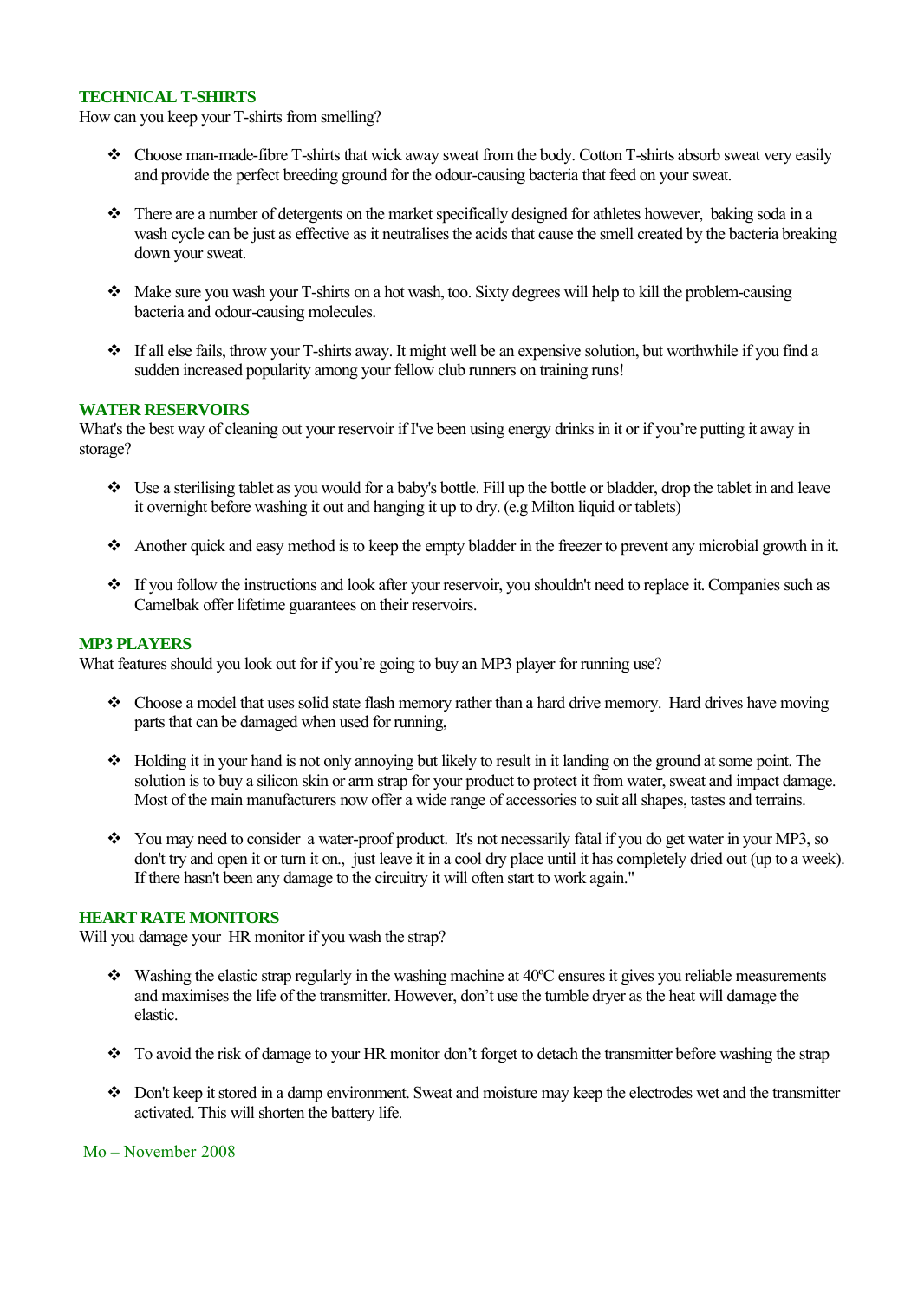## TECHNICAL T-SHIRTS

How can you keep your T-shirts from smelling?

- Choose man-made-fibre T-shirts that wick away sweat from the body. Cotton T-shirts absorb sweat very easily and provide the perfect breeding ground for the odour-causing bacteria that feed on your sweat.
- There are a number of detergents on the market specifically designed for athletes however, baking soda in a wash cycle can be just as effective as it neutralises the acids that cause the smell created by the bacteria breaking down your sweat.
- Make sure you wash your T-shirts on a hot wash, too. Sixty degrees will help to kill the problem-causing bacteria and odour-causing molecules.
- If all else fails, throw your T-shirts away. It might well be an expensive solution, but worthwhile if you find a sudden increased popularity among your fellow club runners on training runs!

## WATER RESERVOIRS

What's the best way of cleaning out your reservoir if I've been using energy drinks in it or if you're putting it away in storage?

- Use a sterilising tablet as you would for a baby's bottle. Fill up the bottle or bladder, drop the tablet in and leave it overnight before washing it out and hanging it up to dry. (e.g Milton liquid or tablets)
- Another quick and easy method is to keep the empty bladder in the freezer to prevent any microbial growth in it.
- If you follow the instructions and look after your reservoir, you shouldn't need to replace it. Companies such as Camelbak offer lifetime guarantees on their reservoirs.

## MP3 PLAYERS

What features should you look out for if you're going to buy an MP3 player for running use?

- Choose a model that uses solid state flash memory rather than a hard drive memory. Hard drives have moving parts that can be damaged when used for running,
- Holding it in your hand is not only annoying but likely to result in it landing on the ground at some point. The solution is to buy a silicon skin or arm strap for your product to protect it from water, sweat and impact damage. Most of the main manufacturers now offer a wide range of accessories to suit all shapes, tastes and terrains.
- You may need to consider a water-proof product. It's not necessarily fatal if you do get water in your MP3, so don't try and open it or turn it on., just leave it in a cool dry place until it has completely dried out (up to a week). If there hasn't been any damage to the circuitry it will often start to work again."

## HEART RATE MONITORS

Will you damage your HR monitor if you wash the strap?

- Washing the elastic strap regularly in the washing machine at 40ºC ensures it gives you reliable measurements and maximises the life of the transmitter. However, don't use the tumble dryer as the heat will damage the elastic.
- To avoid the risk of damage to your HR monitor don't forget to detach the transmitter before washing the strap
- Don't keep it stored in a damp environment. Sweat and moisture may keep the electrodes wet and the transmitter activated. This will shorten the battery life.

Mo – November 2008